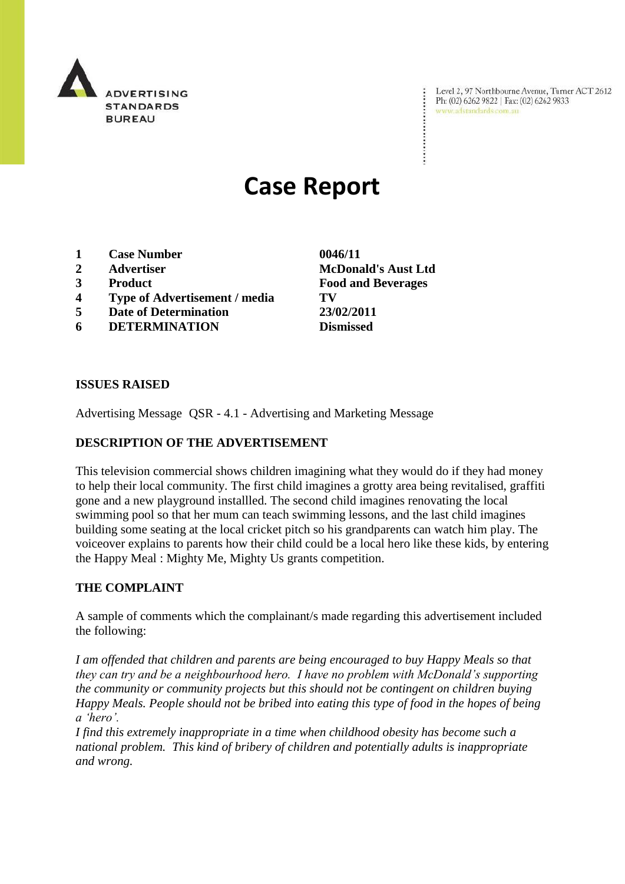ADVERTISING STANDARDS BUREAU

Level 2, 97 Northbourne Avenue, Turner ACT 2612
Ph: (02) 6262 9822 | Fax: (02) 6262 9833
www.adstandards.com.au

# Case Report

| | | |
|---|---|---|
| **1** | **Case Number** | **0046/11** |
| **2** | **Advertiser** | **McDonald's Aust Ltd** |
| **3** | **Product** | **Food and Beverages** |
| **4** | **Type of Advertisement / media** | **TV** |
| **5** | **Date of Determination** | **23/02/2011** |
| **6** | **DETERMINATION** | **Dismissed** |

## ISSUES RAISED

Advertising Message QSR - 4.1 - Advertising and Marketing Message

## DESCRIPTION OF THE ADVERTISEMENT

This television commercial shows children imagining what they would do if they had money to help their local community. The first child imagines a grotty area being revitalised, graffiti gone and a new playground installled. The second child imagines renovating the local swimming pool so that her mum can teach swimming lessons, and the last child imagines building some seating at the local cricket pitch so his grandparents can watch him play. The voiceover explains to parents how their child could be a local hero like these kids, by entering the Happy Meal : Mighty Me, Mighty Us grants competition.

## THE COMPLAINT

A sample of comments which the complainant/s made regarding this advertisement included the following:

*I am offended that children and parents are being encouraged to buy Happy Meals so that they can try and be a neighbourhood hero. I have no problem with McDonald's supporting the community or community projects but this should not be contingent on children buying Happy Meals. People should not be bribed into eating this type of food in the hopes of being a 'hero'.*

*I find this extremely inappropriate in a time when childhood obesity has become such a national problem. This kind of bribery of children and potentially adults is inappropriate and wrong.*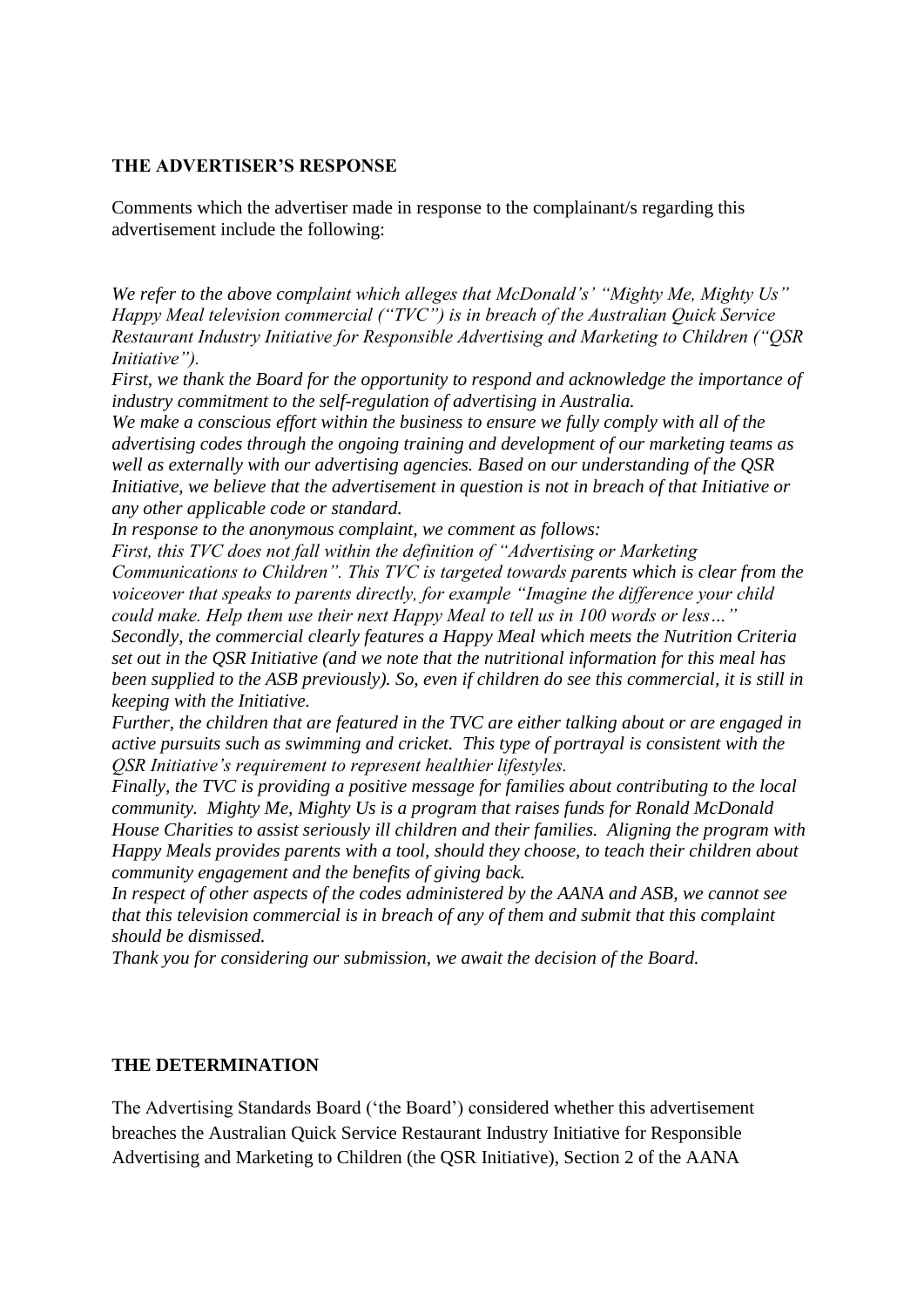**THE ADVERTISER'S RESPONSE**

Comments which the advertiser made in response to the complainant/s regarding this advertisement include the following:

*We refer to the above complaint which alleges that McDonald's' "Mighty Me, Mighty Us" Happy Meal television commercial ("TVC") is in breach of the Australian Quick Service Restaurant Industry Initiative for Responsible Advertising and Marketing to Children ("QSR Initiative").*

*First, we thank the Board for the opportunity to respond and acknowledge the importance of industry commitment to the self-regulation of advertising in Australia.*

*We make a conscious effort within the business to ensure we fully comply with all of the advertising codes through the ongoing training and development of our marketing teams as well as externally with our advertising agencies. Based on our understanding of the QSR Initiative, we believe that the advertisement in question is not in breach of that Initiative or any other applicable code or standard.*

*In response to the anonymous complaint, we comment as follows:*

*First, this TVC does not fall within the definition of "Advertising or Marketing Communications to Children". This TVC is targeted towards parents which is clear from the voiceover that speaks to parents directly, for example "Imagine the difference your child could make. Help them use their next Happy Meal to tell us in 100 words or less…"*

*Secondly, the commercial clearly features a Happy Meal which meets the Nutrition Criteria set out in the QSR Initiative (and we note that the nutritional information for this meal has been supplied to the ASB previously). So, even if children do see this commercial, it is still in keeping with the Initiative.*

*Further, the children that are featured in the TVC are either talking about or are engaged in active pursuits such as swimming and cricket. This type of portrayal is consistent with the QSR Initiative's requirement to represent healthier lifestyles.*

*Finally, the TVC is providing a positive message for families about contributing to the local community. Mighty Me, Mighty Us is a program that raises funds for Ronald McDonald House Charities to assist seriously ill children and their families. Aligning the program with Happy Meals provides parents with a tool, should they choose, to teach their children about community engagement and the benefits of giving back.*

*In respect of other aspects of the codes administered by the AANA and ASB, we cannot see that this television commercial is in breach of any of them and submit that this complaint should be dismissed.*

*Thank you for considering our submission, we await the decision of the Board.*

**THE DETERMINATION**

The Advertising Standards Board ('the Board') considered whether this advertisement breaches the Australian Quick Service Restaurant Industry Initiative for Responsible Advertising and Marketing to Children (the QSR Initiative), Section 2 of the AANA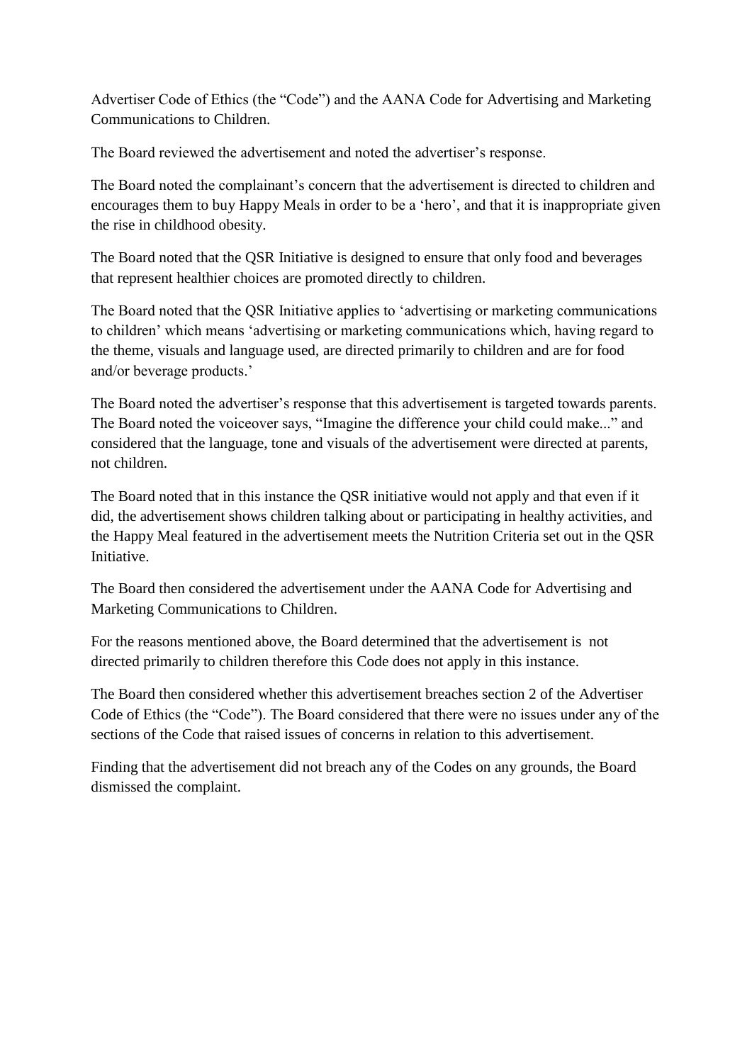Advertiser Code of Ethics (the "Code") and the AANA Code for Advertising and Marketing Communications to Children.

The Board reviewed the advertisement and noted the advertiser's response.

The Board noted the complainant's concern that the advertisement is directed to children and encourages them to buy Happy Meals in order to be a 'hero', and that it is inappropriate given the rise in childhood obesity.

The Board noted that the QSR Initiative is designed to ensure that only food and beverages that represent healthier choices are promoted directly to children.

The Board noted that the QSR Initiative applies to 'advertising or marketing communications to children' which means 'advertising or marketing communications which, having regard to the theme, visuals and language used, are directed primarily to children and are for food and/or beverage products.'

The Board noted the advertiser's response that this advertisement is targeted towards parents. The Board noted the voiceover says, "Imagine the difference your child could make..." and considered that the language, tone and visuals of the advertisement were directed at parents, not children.

The Board noted that in this instance the QSR initiative would not apply and that even if it did, the advertisement shows children talking about or participating in healthy activities, and the Happy Meal featured in the advertisement meets the Nutrition Criteria set out in the QSR Initiative.

The Board then considered the advertisement under the AANA Code for Advertising and Marketing Communications to Children.

For the reasons mentioned above, the Board determined that the advertisement is not directed primarily to children therefore this Code does not apply in this instance.

The Board then considered whether this advertisement breaches section 2 of the Advertiser Code of Ethics (the "Code"). The Board considered that there were no issues under any of the sections of the Code that raised issues of concerns in relation to this advertisement.

Finding that the advertisement did not breach any of the Codes on any grounds, the Board dismissed the complaint.